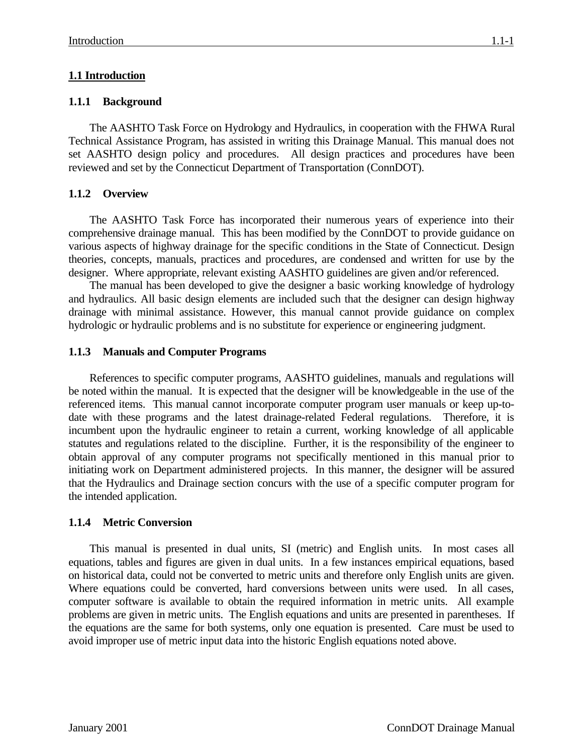## 1.1 Introduction

### 1.1.1 Background

The AASHTO Task Force on Hydrology and Hydraulics, in cooperation with the FHWA Rural Technical Assistance Program, has assisted in writing this Drainage Manual. This manual does not set AASHTO design policy and procedures. All design practices and procedures have been reviewed and set by the Connecticut Department of Transportation (ConnDOT).

### 1.1.2 Overview

The AASHTO Task Force has incorporated their numerous years of experience into their comprehensive drainage manual. This has been modified by the ConnDOT to provide guidance on various aspects of highway drainage for the specific conditions in the State of Connecticut. Design theories, concepts, manuals, practices and procedures, are condensed and written for use by the designer. Where appropriate, relevant existing AASHTO guidelines are given and/or referenced.

The manual has been developed to give the designer a basic working knowledge of hydrology and hydraulics. All basic design elements are included such that the designer can design highway drainage with minimal assistance. However, this manual cannot provide guidance on complex hydrologic or hydraulic problems and is no substitute for experience or engineering judgment.

### 1.1.3 Manuals and Computer Programs

References to specific computer programs, AASHTO guidelines, manuals and regulations will be noted within the manual. It is expected that the designer will be knowledgeable in the use of the referenced items. This manual cannot incorporate computer program user manuals or keep up-to-date with these programs and the latest drainage-related Federal regulations. Therefore, it is incumbent upon the hydraulic engineer to retain a current, working knowledge of all applicable statutes and regulations related to the discipline. Further, it is the responsibility of the engineer to obtain approval of any computer programs not specifically mentioned in this manual prior to initiating work on Department administered projects. In this manner, the designer will be assured that the Hydraulics and Drainage section concurs with the use of a specific computer program for the intended application.

### 1.1.4 Metric Conversion

This manual is presented in dual units, SI (metric) and English units. In most cases all equations, tables and figures are given in dual units. In a few instances empirical equations, based on historical data, could not be converted to metric units and therefore only English units are given. Where equations could be converted, hard conversions between units were used. In all cases, computer software is available to obtain the required information in metric units. All example problems are given in metric units. The English equations and units are presented in parentheses. If the equations are the same for both systems, only one equation is presented. Care must be used to avoid improper use of metric input data into the historic English equations noted above.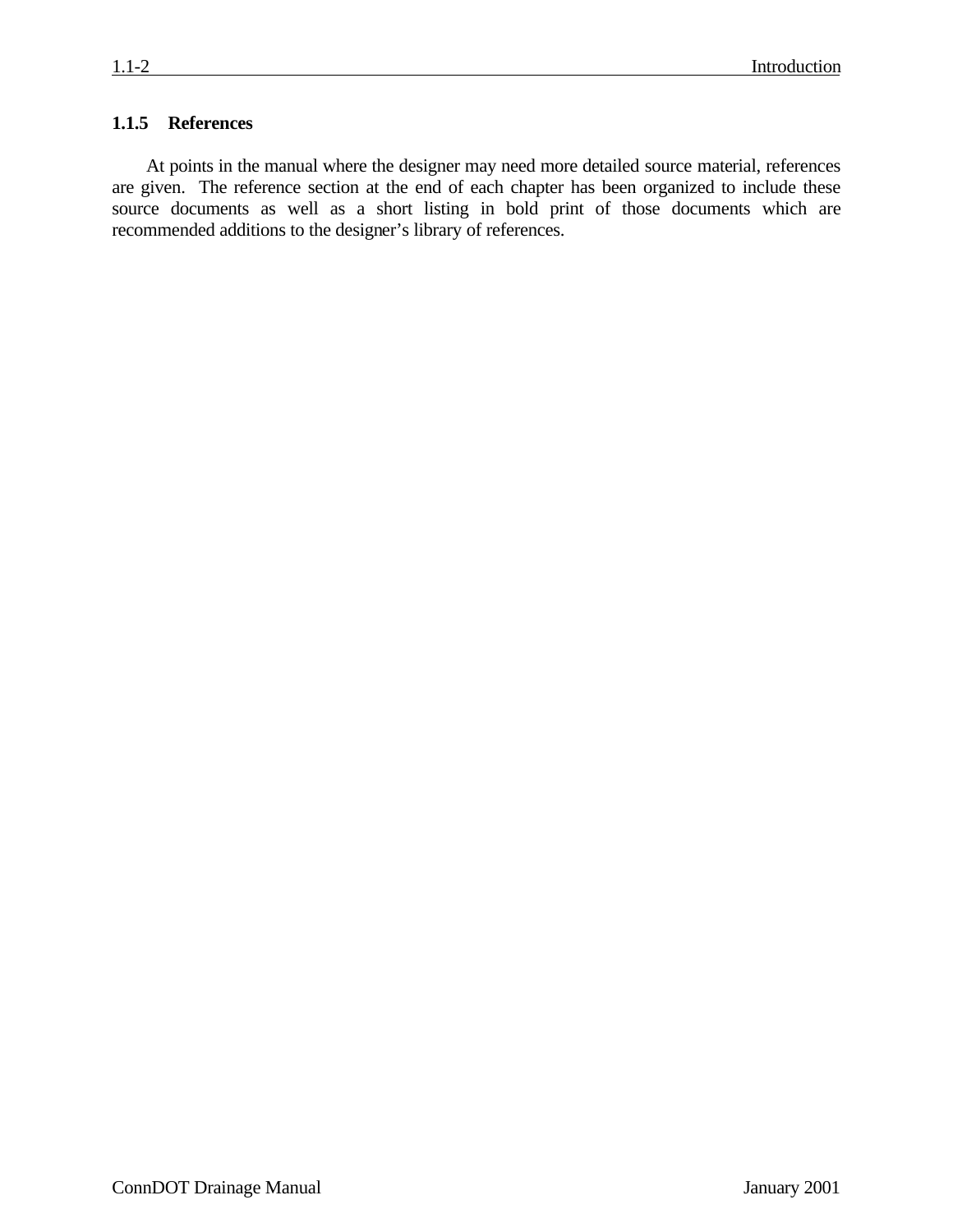### 1.1.5 References

At points in the manual where the designer may need more detailed source material, references are given. The reference section at the end of each chapter has been organized to include these source documents as well as a short listing in bold print of those documents which are recommended additions to the designer's library of references.